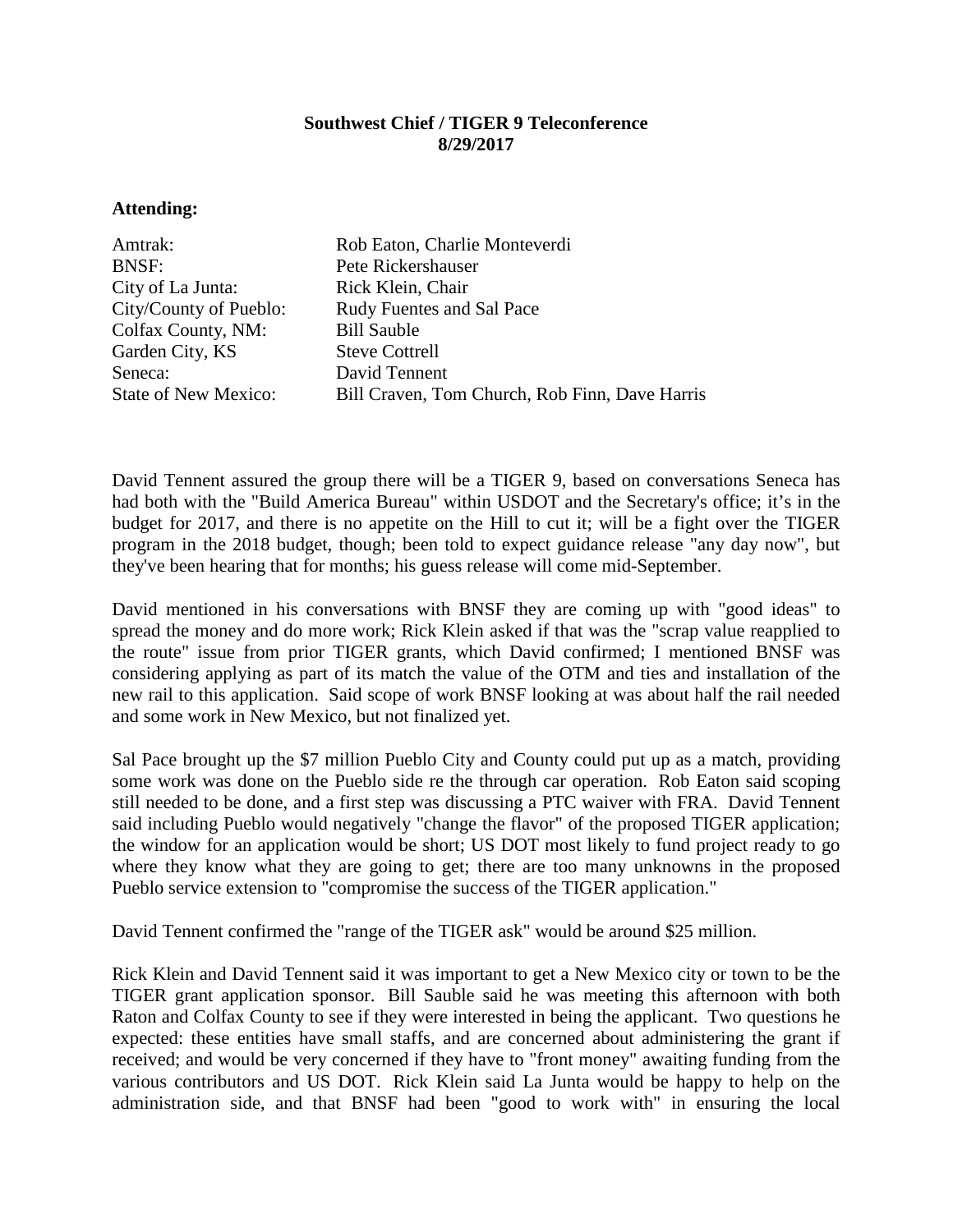**Southwest Chief / TIGER 9 Teleconference**
**8/29/2017**

**Attending:**

| | |
|---|---|
| Amtrak: | Rob Eaton, Charlie Monteverdi |
| BNSF: | Pete Rickershauser |
| City of La Junta: | Rick Klein, Chair |
| City/County of Pueblo: | Rudy Fuentes and Sal Pace |
| Colfax County, NM: | Bill Sauble |
| Garden City, KS | Steve Cottrell |
| Seneca: | David Tennent |
| State of New Mexico: | Bill Craven, Tom Church, Rob Finn, Dave Harris |

David Tennent assured the group there will be a TIGER 9, based on conversations Seneca has had both with the "Build America Bureau" within USDOT and the Secretary's office; it's in the budget for 2017, and there is no appetite on the Hill to cut it; will be a fight over the TIGER program in the 2018 budget, though; been told to expect guidance release "any day now", but they've been hearing that for months; his guess release will come mid-September.

David mentioned in his conversations with BNSF they are coming up with "good ideas" to spread the money and do more work; Rick Klein asked if that was the "scrap value reapplied to the route" issue from prior TIGER grants, which David confirmed; I mentioned BNSF was considering applying as part of its match the value of the OTM and ties and installation of the new rail to this application. Said scope of work BNSF looking at was about half the rail needed and some work in New Mexico, but not finalized yet.

Sal Pace brought up the $7 million Pueblo City and County could put up as a match, providing some work was done on the Pueblo side re the through car operation. Rob Eaton said scoping still needed to be done, and a first step was discussing a PTC waiver with FRA. David Tennent said including Pueblo would negatively "change the flavor" of the proposed TIGER application; the window for an application would be short; US DOT most likely to fund project ready to go where they know what they are going to get; there are too many unknowns in the proposed Pueblo service extension to "compromise the success of the TIGER application."

David Tennent confirmed the "range of the TIGER ask" would be around $25 million.

Rick Klein and David Tennent said it was important to get a New Mexico city or town to be the TIGER grant application sponsor. Bill Sauble said he was meeting this afternoon with both Raton and Colfax County to see if they were interested in being the applicant. Two questions he expected: these entities have small staffs, and are concerned about administering the grant if received; and would be very concerned if they have to "front money" awaiting funding from the various contributors and US DOT. Rick Klein said La Junta would be happy to help on the administration side, and that BNSF had been "good to work with" in ensuring the local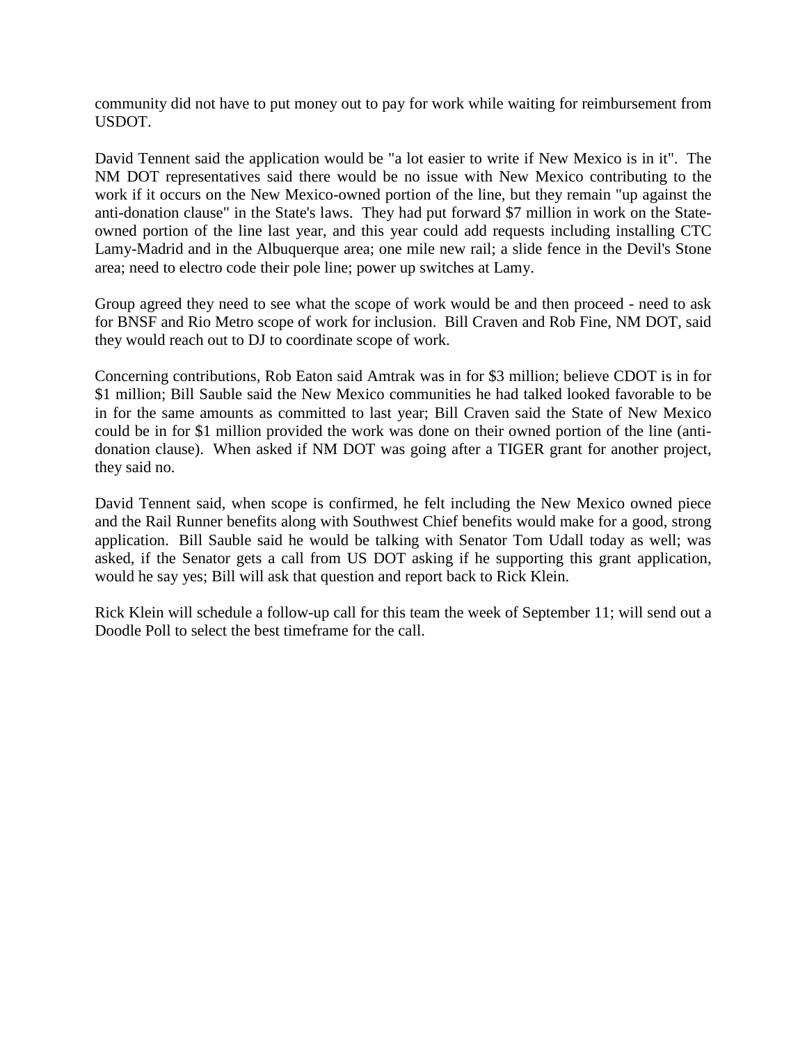community did not have to put money out to pay for work while waiting for reimbursement from USDOT.

David Tennent said the application would be "a lot easier to write if New Mexico is in it". The NM DOT representatives said there would be no issue with New Mexico contributing to the work if it occurs on the New Mexico-owned portion of the line, but they remain "up against the anti-donation clause" in the State's laws. They had put forward $7 million in work on the State-owned portion of the line last year, and this year could add requests including installing CTC Lamy-Madrid and in the Albuquerque area; one mile new rail; a slide fence in the Devil's Stone area; need to electro code their pole line; power up switches at Lamy.

Group agreed they need to see what the scope of work would be and then proceed - need to ask for BNSF and Rio Metro scope of work for inclusion. Bill Craven and Rob Fine, NM DOT, said they would reach out to DJ to coordinate scope of work.

Concerning contributions, Rob Eaton said Amtrak was in for $3 million; believe CDOT is in for $1 million; Bill Sauble said the New Mexico communities he had talked looked favorable to be in for the same amounts as committed to last year; Bill Craven said the State of New Mexico could be in for $1 million provided the work was done on their owned portion of the line (anti-donation clause). When asked if NM DOT was going after a TIGER grant for another project, they said no.

David Tennent said, when scope is confirmed, he felt including the New Mexico owned piece and the Rail Runner benefits along with Southwest Chief benefits would make for a good, strong application. Bill Sauble said he would be talking with Senator Tom Udall today as well; was asked, if the Senator gets a call from US DOT asking if he supporting this grant application, would he say yes; Bill will ask that question and report back to Rick Klein.

Rick Klein will schedule a follow-up call for this team the week of September 11; will send out a Doodle Poll to select the best timeframe for the call.